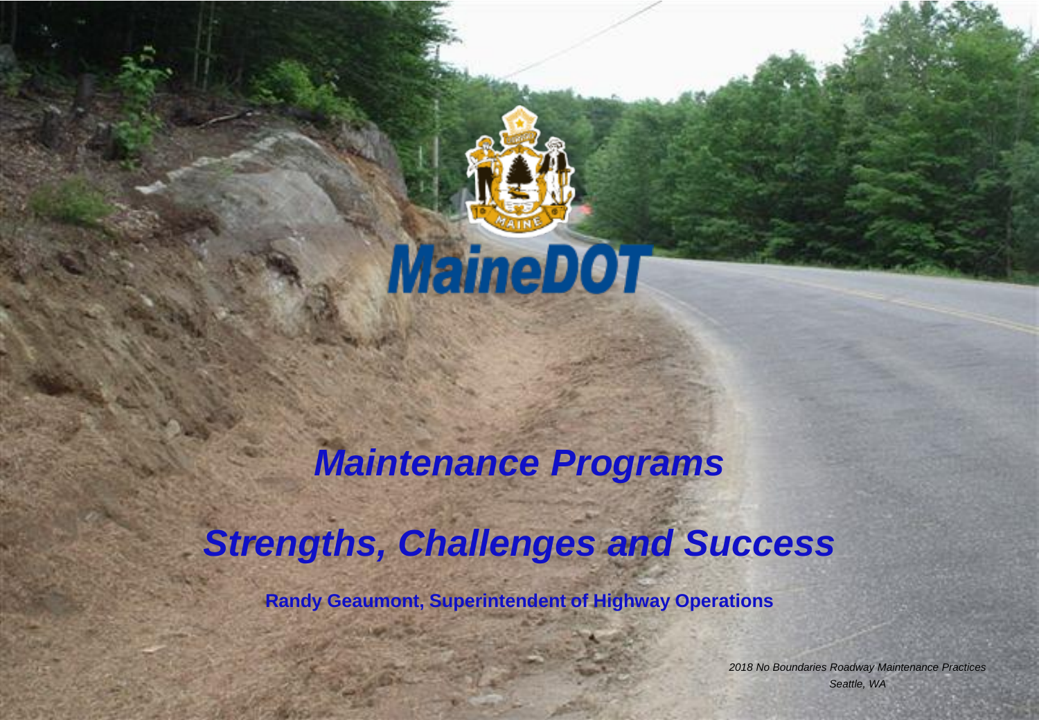MaineDOT

# *Maintenance Programs*

# *Strengths, Challenges and Success*

**Randy Geaumont, Superintendent of Highway Operations**

*2018 No Boundaries Roadway Maintenance Practices*
*Seattle, WA*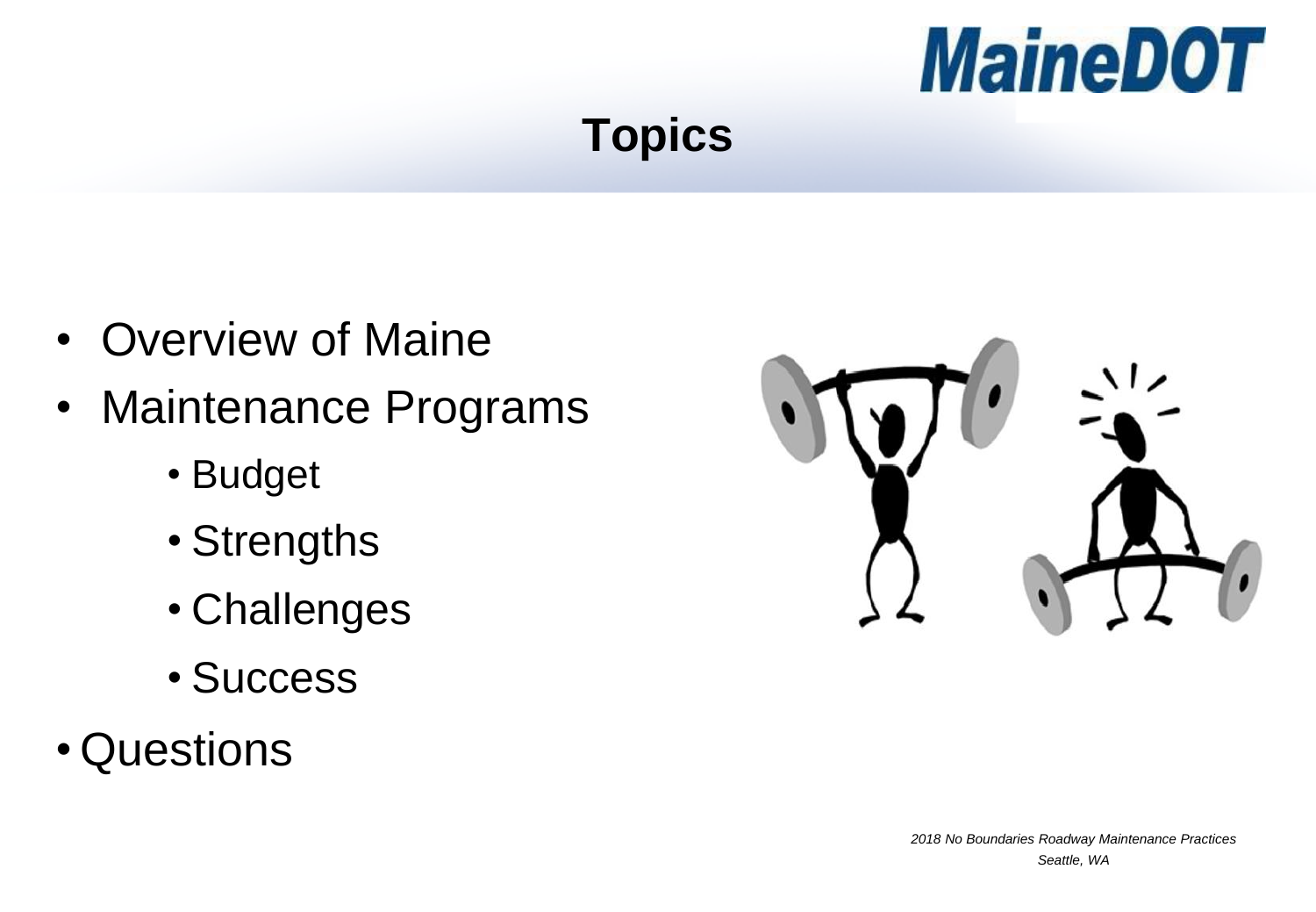# Topics

- Overview of Maine
- Maintenance Programs
    - Budget
    - Strengths
    - Challenges
    - Success
- Questions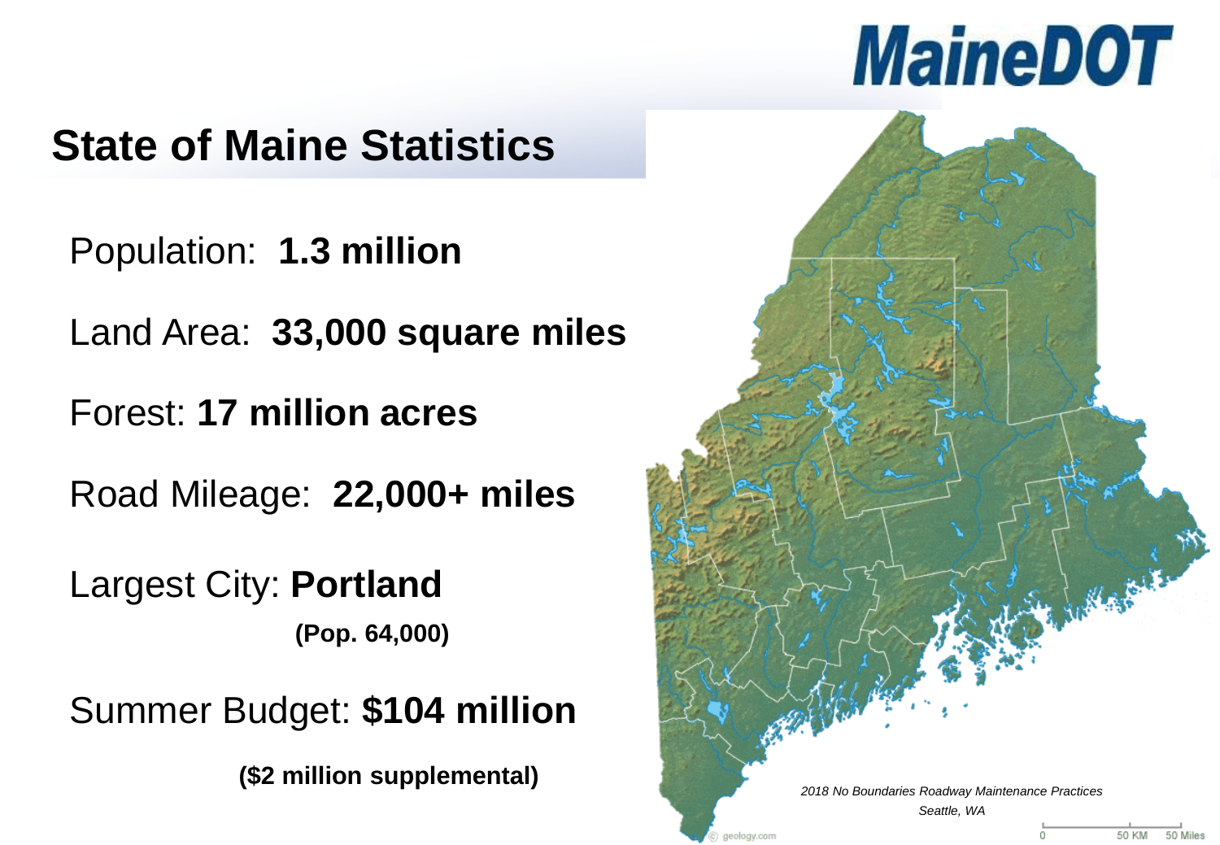# State of Maine Statistics

Population: **1.3 million**

Land Area: **33,000 square miles**

Forest: **17 million acres**

Road Mileage: **22,000+ miles**

Largest City: **Portland**

**(Pop. 64,000)**

Summer Budget: **$104 million**

**($2 million supplemental)**

*2018 No Boundaries Roadway Maintenance Practices*

*Seattle, WA*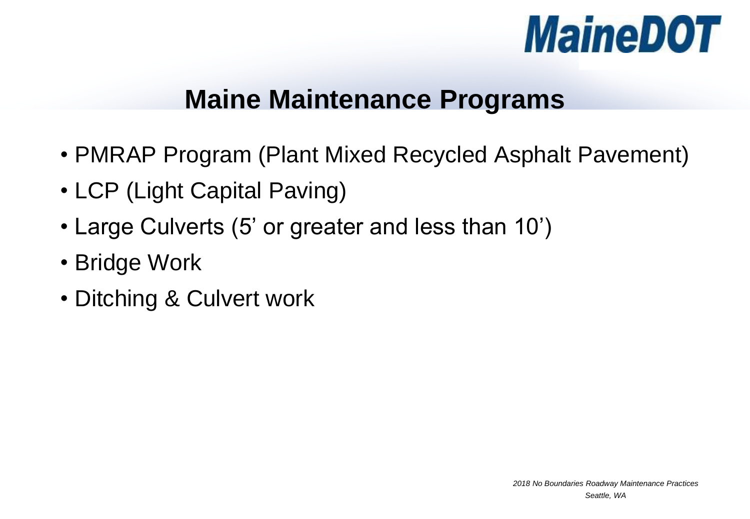# Maine Maintenance Programs

- PMRAP Program (Plant Mixed Recycled Asphalt Pavement)
- LCP (Light Capital Paving)
- Large Culverts (5' or greater and less than 10')
- Bridge Work
- Ditching & Culvert work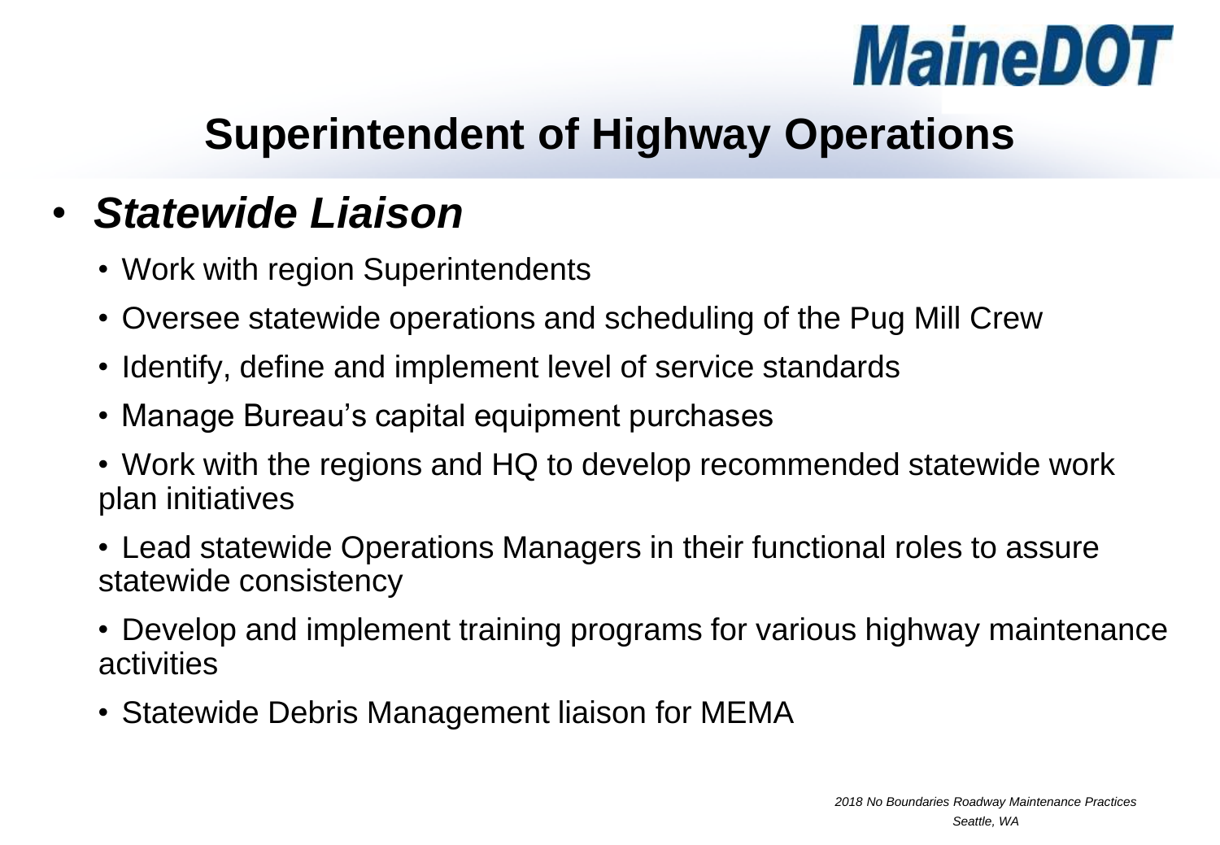MaineDOT

# Superintendent of Highway Operations

- ***Statewide Liaison***
  - Work with region Superintendents
  - Oversee statewide operations and scheduling of the Pug Mill Crew
  - Identify, define and implement level of service standards
  - Manage Bureau's capital equipment purchases
  - Work with the regions and HQ to develop recommended statewide work plan initiatives
  - Lead statewide Operations Managers in their functional roles to assure statewide consistency
  - Develop and implement training programs for various highway maintenance activities
  - Statewide Debris Management liaison for MEMA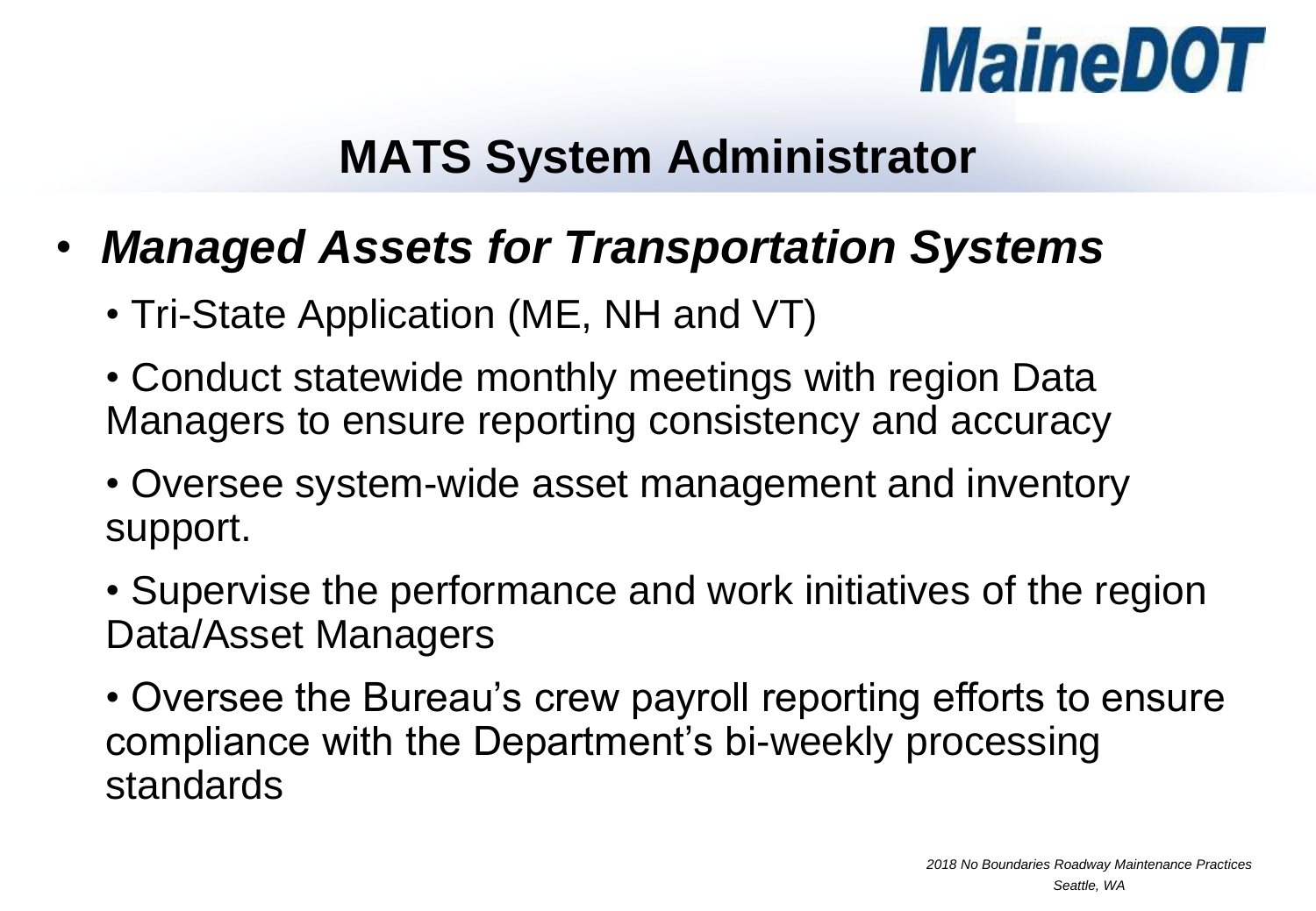MaineDOT

# MATS System Administrator

- ***Managed Assets for Transportation Systems***
  - Tri-State Application (ME, NH and VT)
  - Conduct statewide monthly meetings with region Data Managers to ensure reporting consistency and accuracy
  - Oversee system-wide asset management and inventory support.
  - Supervise the performance and work initiatives of the region Data/Asset Managers
  - Oversee the Bureau's crew payroll reporting efforts to ensure compliance with the Department's bi-weekly processing standards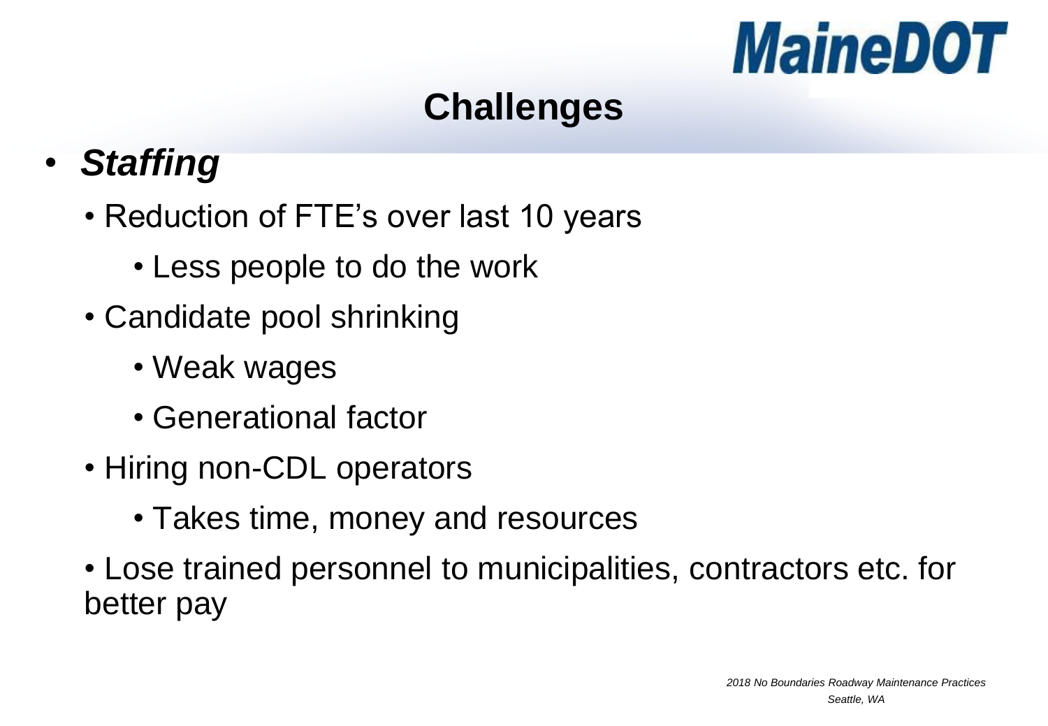# Challenges

- ***Staffing***
  - Reduction of FTE's over last 10 years
    - Less people to do the work
  - Candidate pool shrinking
    - Weak wages
    - Generational factor
  - Hiring non-CDL operators
    - Takes time, money and resources
  - Lose trained personnel to municipalities, contractors etc. for better pay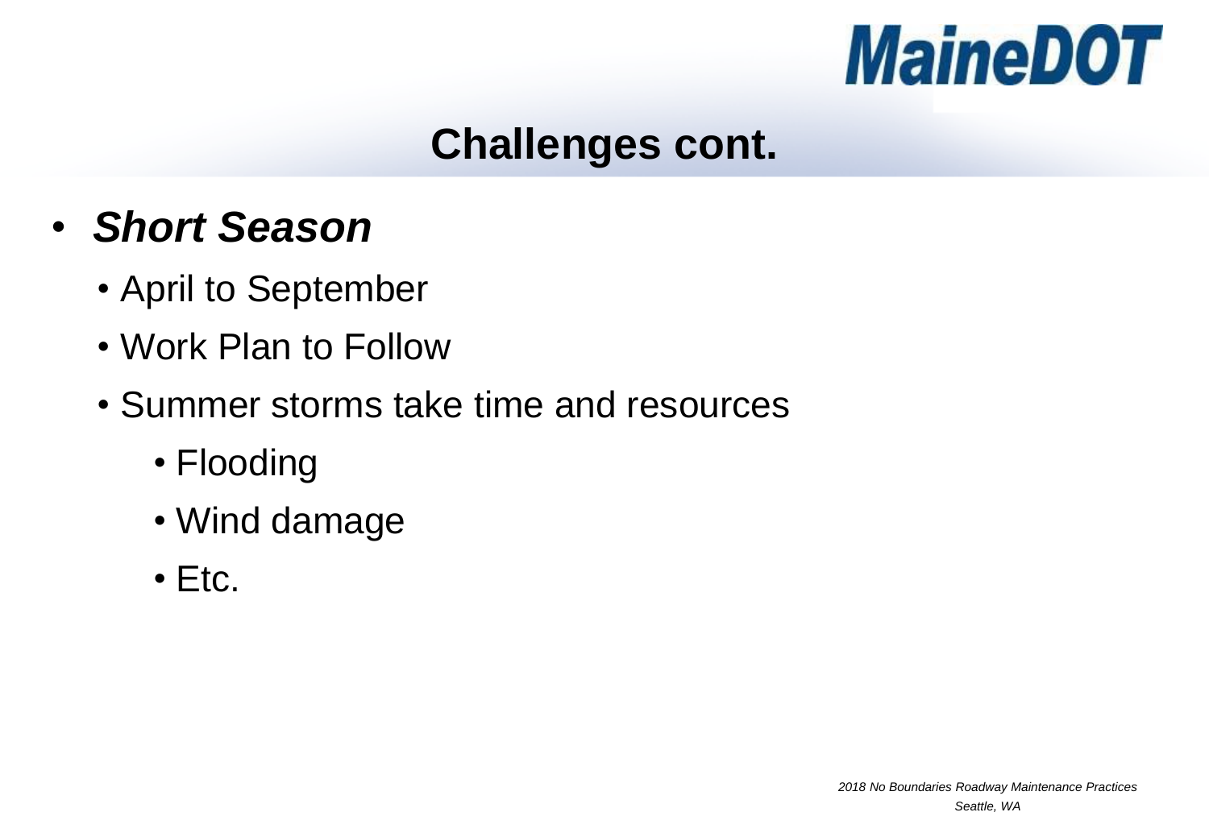# Challenges cont.

- ***Short Season***
  - April to September
  - Work Plan to Follow
  - Summer storms take time and resources
    - Flooding
    - Wind damage
    - Etc.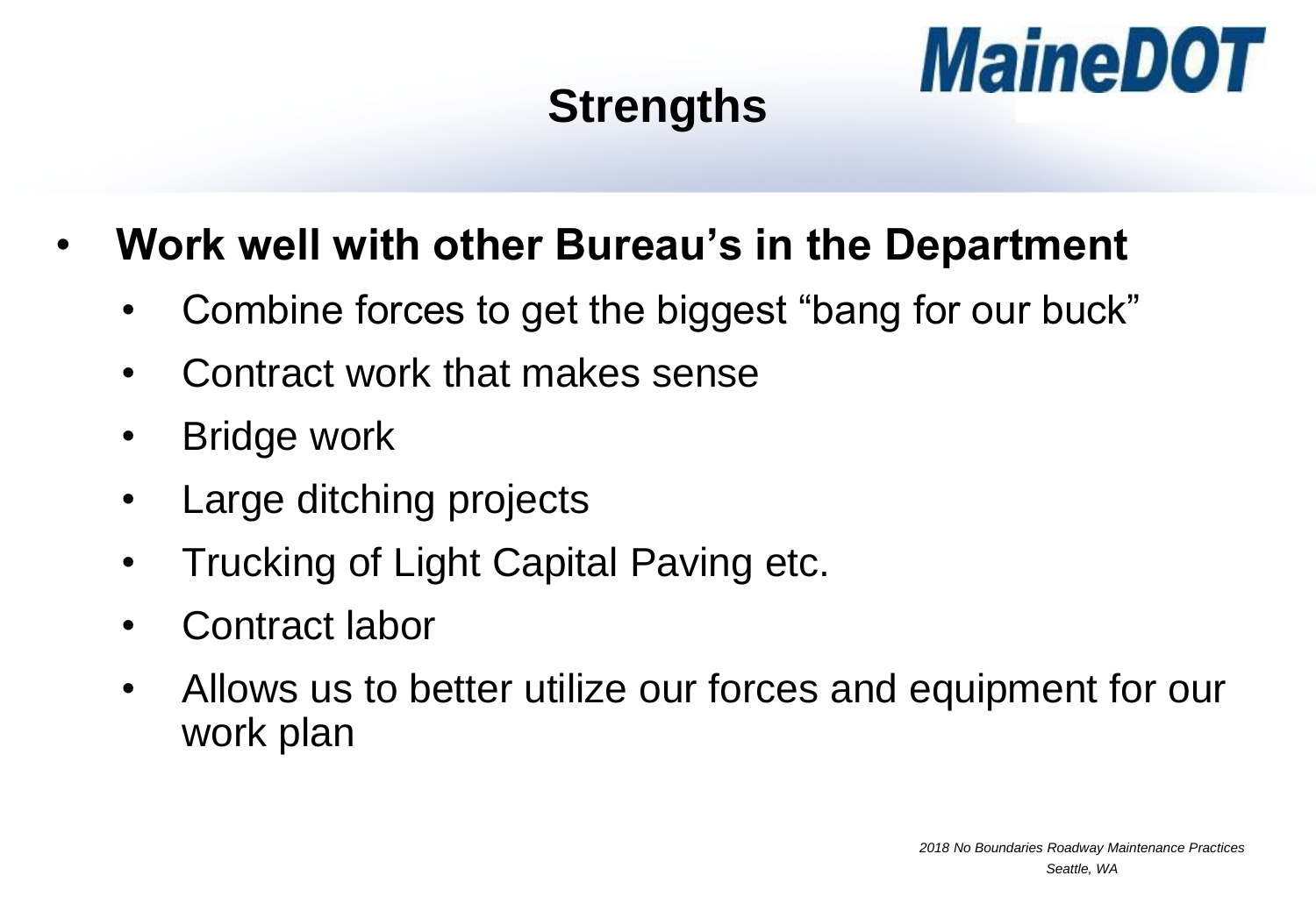# Strengths

- **Work well with other Bureau's in the Department**
  - Combine forces to get the biggest "bang for our buck"
  - Contract work that makes sense
  - Bridge work
  - Large ditching projects
  - Trucking of Light Capital Paving etc.
  - Contract labor
  - Allows us to better utilize our forces and equipment for our work plan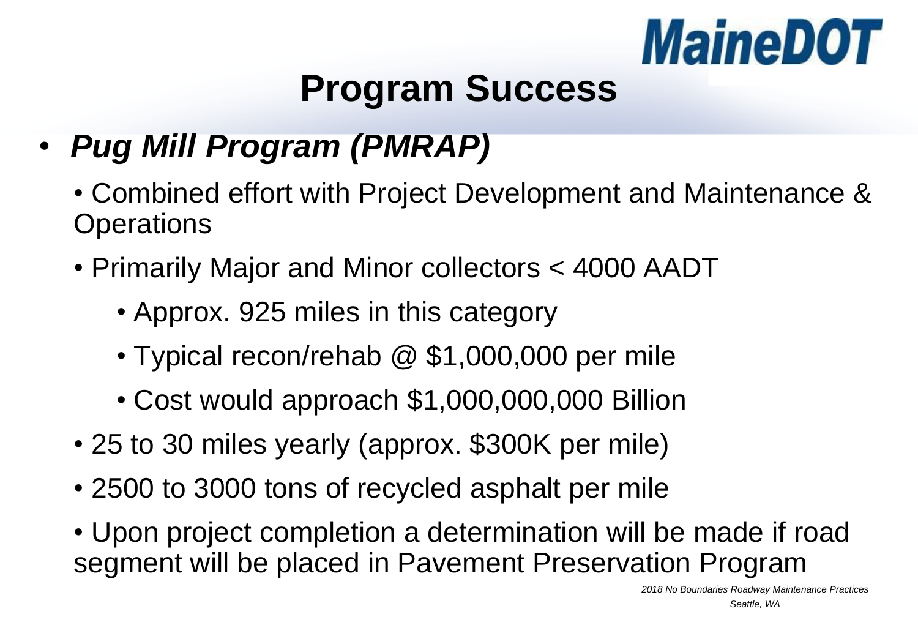MaineDOT

# Program Success

- ***Pug Mill Program (PMRAP)***
  - Combined effort with Project Development and Maintenance & Operations
  - Primarily Major and Minor collectors < 4000 AADT
    - Approx. 925 miles in this category
    - Typical recon/rehab @ $1,000,000 per mile
    - Cost would approach $1,000,000,000 Billion
  - 25 to 30 miles yearly (approx. $300K per mile)
  - 2500 to 3000 tons of recycled asphalt per mile
  - Upon project completion a determination will be made if road segment will be placed in Pavement Preservation Program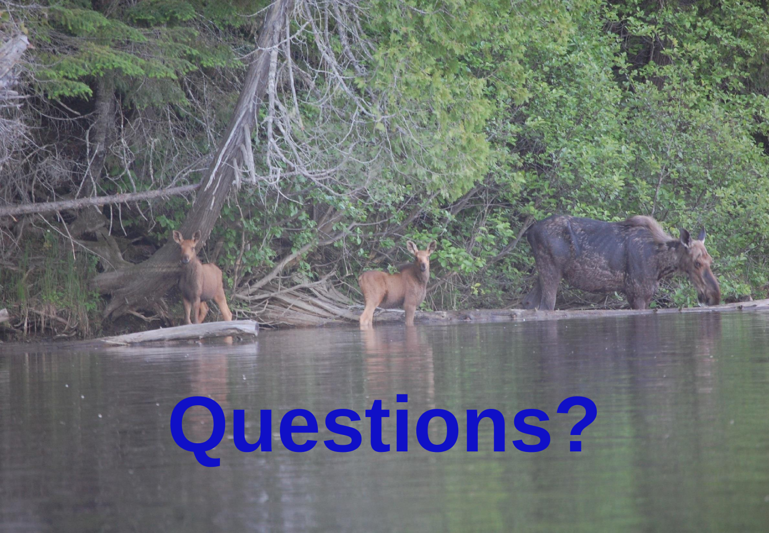# Questions?